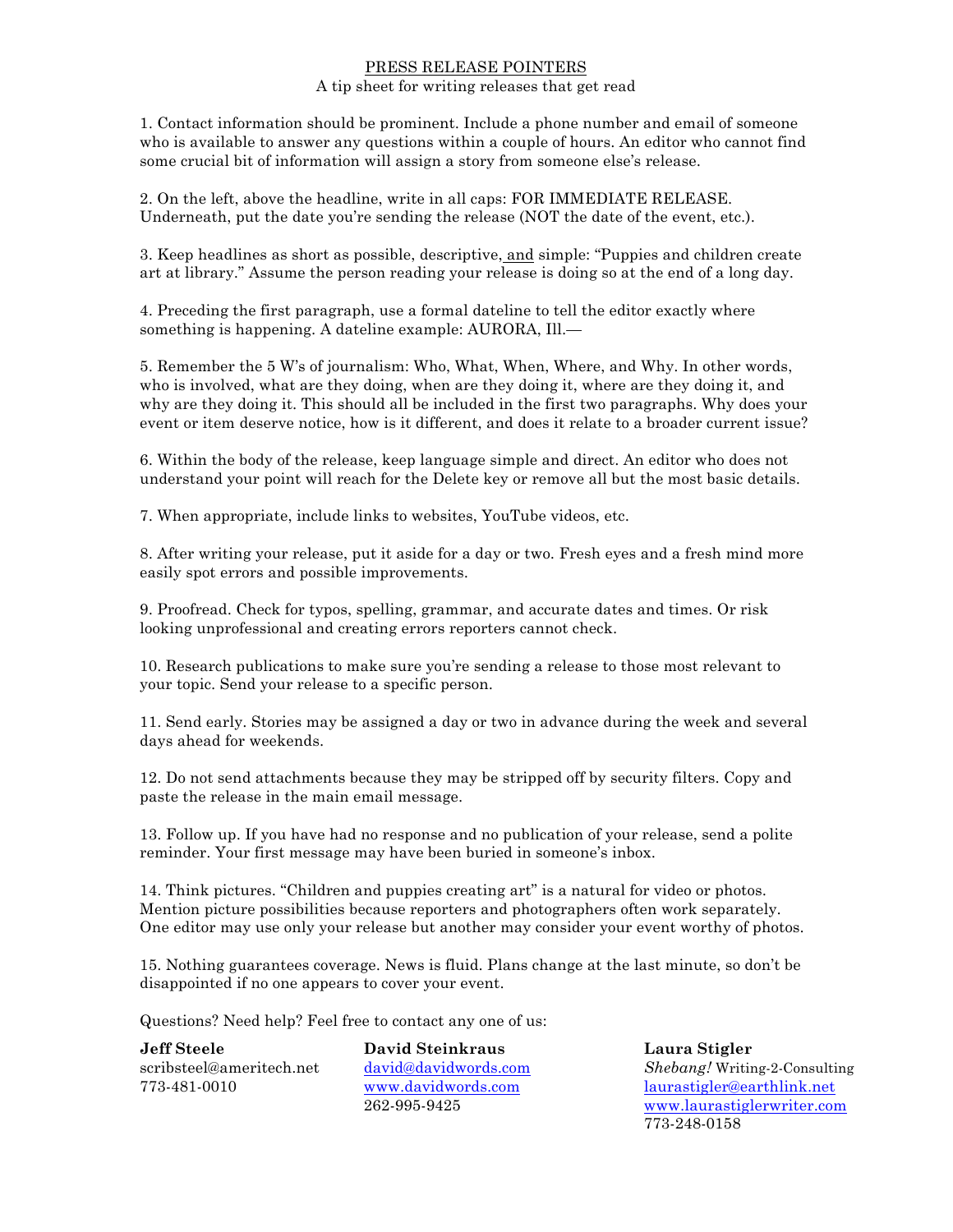# PRESS RELEASE POINTERS

A tip sheet for writing releases that get read

1. Contact information should be prominent. Include a phone number and email of someone who is available to answer any questions within a couple of hours. An editor who cannot find some crucial bit of information will assign a story from someone else's release.

2. On the left, above the headline, write in all caps: FOR IMMEDIATE RELEASE. Underneath, put the date you're sending the release (NOT the date of the event, etc.).

3. Keep headlines as short as possible, descriptive, and simple: "Puppies and children create art at library." Assume the person reading your release is doing so at the end of a long day.

4. Preceding the first paragraph, use a formal dateline to tell the editor exactly where something is happening. A dateline example: AURORA, Ill.—

5. Remember the 5 W's of journalism: Who, What, When, Where, and Why. In other words, who is involved, what are they doing, when are they doing it, where are they doing it, and why are they doing it. This should all be included in the first two paragraphs. Why does your event or item deserve notice, how is it different, and does it relate to a broader current issue?

6. Within the body of the release, keep language simple and direct. An editor who does not understand your point will reach for the Delete key or remove all but the most basic details.

7. When appropriate, include links to websites, YouTube videos, etc.

8. After writing your release, put it aside for a day or two. Fresh eyes and a fresh mind more easily spot errors and possible improvements.

9. Proofread. Check for typos, spelling, grammar, and accurate dates and times. Or risk looking unprofessional and creating errors reporters cannot check.

10. Research publications to make sure you're sending a release to those most relevant to your topic. Send your release to a specific person.

11. Send early. Stories may be assigned a day or two in advance during the week and several days ahead for weekends.

12. Do not send attachments because they may be stripped off by security filters. Copy and paste the release in the main email message.

13. Follow up. If you have had no response and no publication of your release, send a polite reminder. Your first message may have been buried in someone's inbox.

14. Think pictures. "Children and puppies creating art" is a natural for video or photos. Mention picture possibilities because reporters and photographers often work separately. One editor may use only your release but another may consider your event worthy of photos.

15. Nothing guarantees coverage. News is fluid. Plans change at the last minute, so don't be disappointed if no one appears to cover your event.

Questions? Need help? Feel free to contact any one of us:

**Jeff Steele**
scribsteel@ameritech.net
773-481-0010

**David Steinkraus**
david@davidwords.com
www.davidwords.com
262-995-9425

**Laura Stigler**
*Shebang!* Writing-2-Consulting
laurastigler@earthlink.net
www.laurastiglerwriter.com
773-248-0158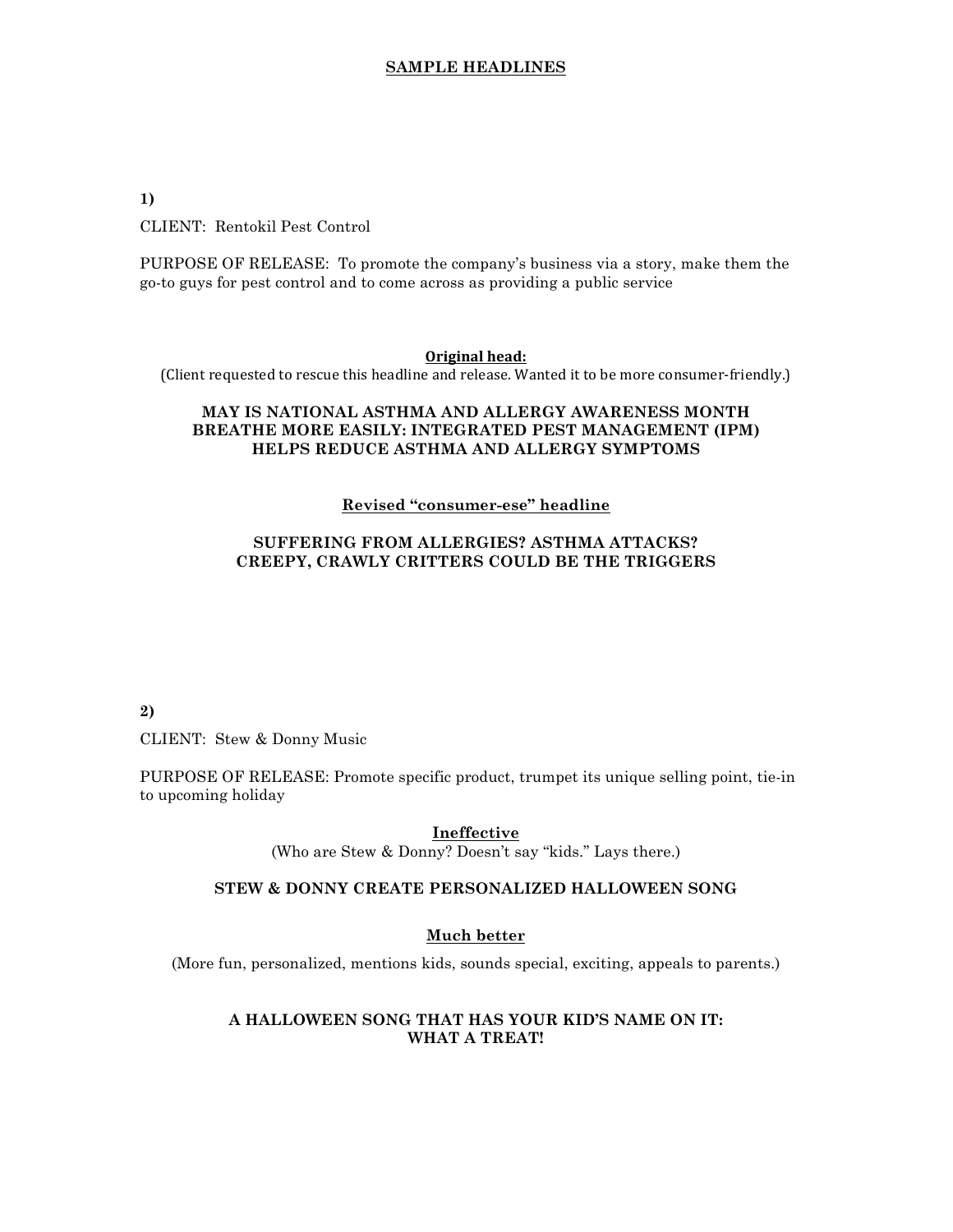# SAMPLE HEADLINES

**1)**

CLIENT: Rentokil Pest Control

PURPOSE OF RELEASE: To promote the company's business via a story, make them the go-to guys for pest control and to come across as providing a public service

**Original head:**

(Client requested to rescue this headline and release. Wanted it to be more consumer-friendly.)

**MAY IS NATIONAL ASTHMA AND ALLERGY AWARENESS MONTH**
**BREATHE MORE EASILY: INTEGRATED PEST MANAGEMENT (IPM)**
**HELPS REDUCE ASTHMA AND ALLERGY SYMPTOMS**

**Revised "consumer-ese" headline**

**SUFFERING FROM ALLERGIES? ASTHMA ATTACKS?**
**CREEPY, CRAWLY CRITTERS COULD BE THE TRIGGERS**

**2)**

CLIENT: Stew & Donny Music

PURPOSE OF RELEASE: Promote specific product, trumpet its unique selling point, tie-in to upcoming holiday

**Ineffective**

(Who are Stew & Donny? Doesn't say "kids." Lays there.)

**STEW & DONNY CREATE PERSONALIZED HALLOWEEN SONG**

**Much better**

(More fun, personalized, mentions kids, sounds special, exciting, appeals to parents.)

**A HALLOWEEN SONG THAT HAS YOUR KID'S NAME ON IT:**
**WHAT A TREAT!**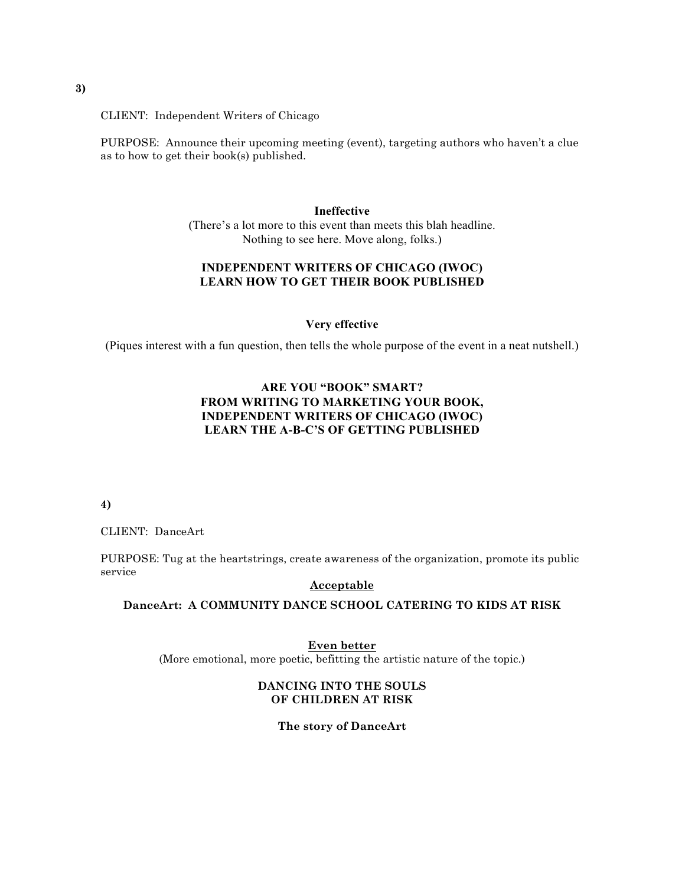**3)**

CLIENT: Independent Writers of Chicago

PURPOSE: Announce their upcoming meeting (event), targeting authors who haven't a clue as to how to get their book(s) published.

**Ineffective**

(There's a lot more to this event than meets this blah headline. Nothing to see here. Move along, folks.)

**INDEPENDENT WRITERS OF CHICAGO (IWOC)**
**LEARN HOW TO GET THEIR BOOK PUBLISHED**

**Very effective**

(Piques interest with a fun question, then tells the whole purpose of the event in a neat nutshell.)

**ARE YOU "BOOK" SMART?**
**FROM WRITING TO MARKETING YOUR BOOK,**
**INDEPENDENT WRITERS OF CHICAGO (IWOC)**
**LEARN THE A-B-C'S OF GETTING PUBLISHED**

**4)**

CLIENT: DanceArt

PURPOSE: Tug at the heartstrings, create awareness of the organization, promote its public service

**Acceptable**

**DanceArt: A COMMUNITY DANCE SCHOOL CATERING TO KIDS AT RISK**

**Even better**

(More emotional, more poetic, befitting the artistic nature of the topic.)

**DANCING INTO THE SOULS**
**OF CHILDREN AT RISK**

**The story of DanceArt**